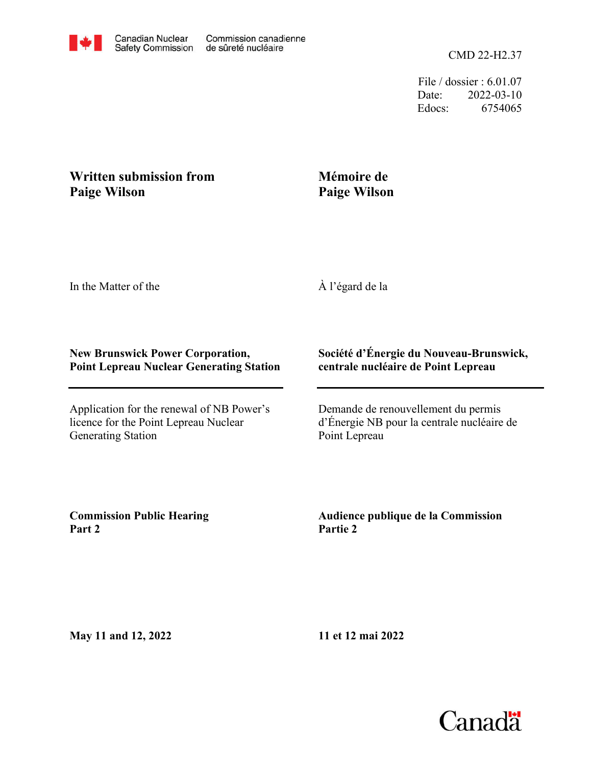Canadian Nuclear Safety Commission | Commission canadienne de sûreté nucléaire

CMD 22-H2.37

File / dossier : 6.01.07
Date: 2022-03-10
Edocs: 6754065

**Written submission from Paige Wilson**

**Mémoire de Paige Wilson**

In the Matter of the

À l'égard de la

**New Brunswick Power Corporation, Point Lepreau Nuclear Generating Station**

**Société d'Énergie du Nouveau-Brunswick, centrale nucléaire de Point Lepreau**

Application for the renewal of NB Power's licence for the Point Lepreau Nuclear Generating Station

Demande de renouvellement du permis d'Énergie NB pour la centrale nucléaire de Point Lepreau

**Commission Public Hearing Part 2**

**Audience publique de la Commission Partie 2**

**May 11 and 12, 2022**

**11 et 12 mai 2022**

Canada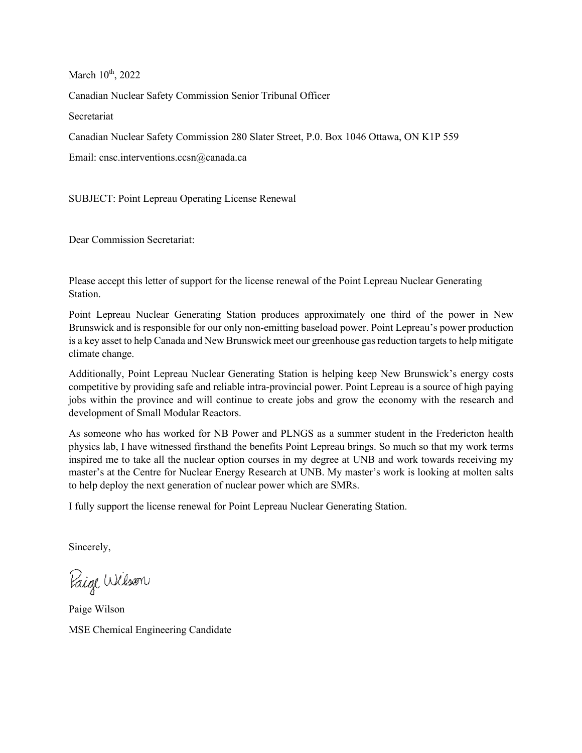March 10th, 2022

Canadian Nuclear Safety Commission Senior Tribunal Officer

Secretariat

Canadian Nuclear Safety Commission 280 Slater Street, P.0. Box 1046 Ottawa, ON K1P 559

Email: cnsc.interventions.ccsn@canada.ca

SUBJECT: Point Lepreau Operating License Renewal

Dear Commission Secretariat:

Please accept this letter of support for the license renewal of the Point Lepreau Nuclear Generating Station.

Point Lepreau Nuclear Generating Station produces approximately one third of the power in New Brunswick and is responsible for our only non-emitting baseload power. Point Lepreau's power production is a key asset to help Canada and New Brunswick meet our greenhouse gas reduction targets to help mitigate climate change.

Additionally, Point Lepreau Nuclear Generating Station is helping keep New Brunswick's energy costs competitive by providing safe and reliable intra-provincial power. Point Lepreau is a source of high paying jobs within the province and will continue to create jobs and grow the economy with the research and development of Small Modular Reactors.

As someone who has worked for NB Power and PLNGS as a summer student in the Fredericton health physics lab, I have witnessed firsthand the benefits Point Lepreau brings. So much so that my work terms inspired me to take all the nuclear option courses in my degree at UNB and work towards receiving my master's at the Centre for Nuclear Energy Research at UNB. My master's work is looking at molten salts to help deploy the next generation of nuclear power which are SMRs.

I fully support the license renewal for Point Lepreau Nuclear Generating Station.

Sincerely,

Paige Wilson

Paige Wilson

MSE Chemical Engineering Candidate